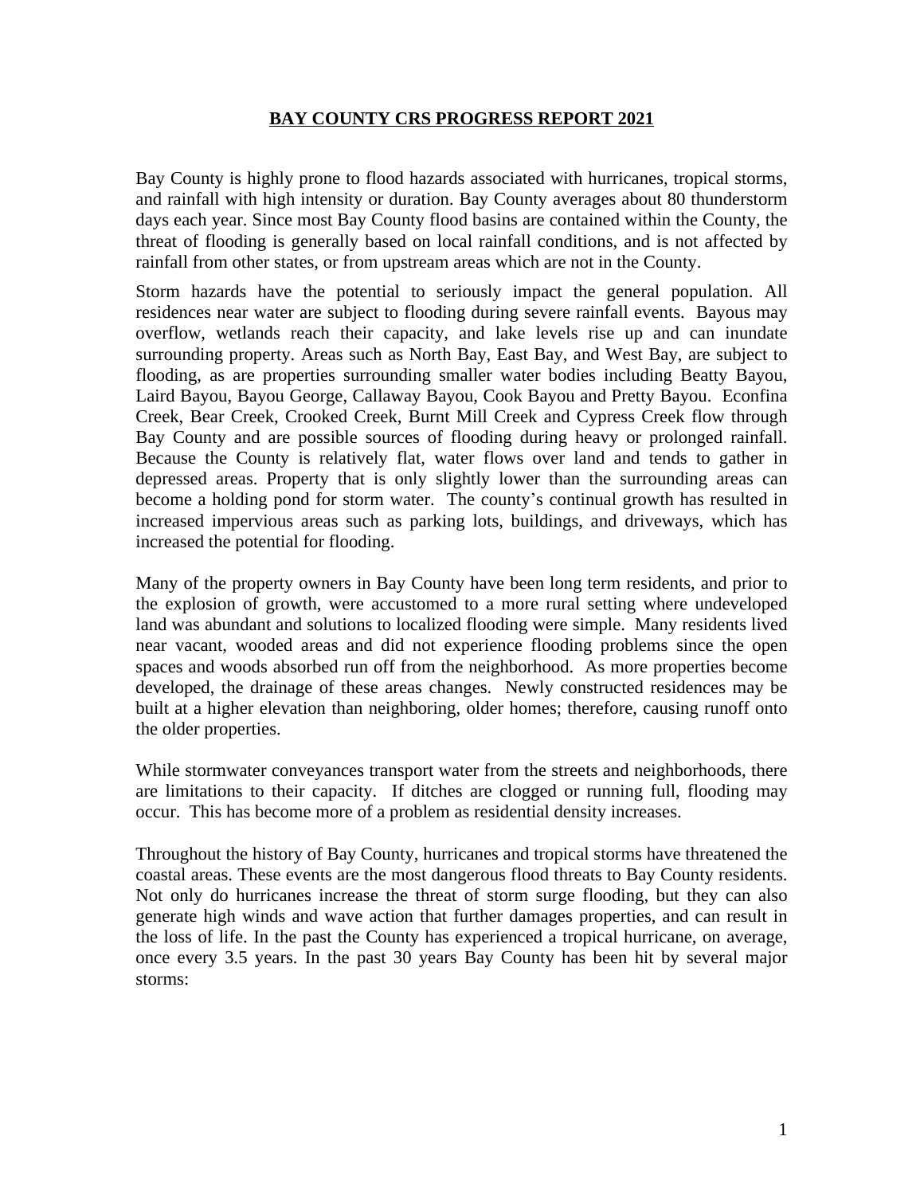# BAY COUNTY CRS PROGRESS REPORT 2021

Bay County is highly prone to flood hazards associated with hurricanes, tropical storms, and rainfall with high intensity or duration. Bay County averages about 80 thunderstorm days each year. Since most Bay County flood basins are contained within the County, the threat of flooding is generally based on local rainfall conditions, and is not affected by rainfall from other states, or from upstream areas which are not in the County.

Storm hazards have the potential to seriously impact the general population. All residences near water are subject to flooding during severe rainfall events. Bayous may overflow, wetlands reach their capacity, and lake levels rise up and can inundate surrounding property. Areas such as North Bay, East Bay, and West Bay, are subject to flooding, as are properties surrounding smaller water bodies including Beatty Bayou, Laird Bayou, Bayou George, Callaway Bayou, Cook Bayou and Pretty Bayou. Econfina Creek, Bear Creek, Crooked Creek, Burnt Mill Creek and Cypress Creek flow through Bay County and are possible sources of flooding during heavy or prolonged rainfall. Because the County is relatively flat, water flows over land and tends to gather in depressed areas. Property that is only slightly lower than the surrounding areas can become a holding pond for storm water. The county's continual growth has resulted in increased impervious areas such as parking lots, buildings, and driveways, which has increased the potential for flooding.

Many of the property owners in Bay County have been long term residents, and prior to the explosion of growth, were accustomed to a more rural setting where undeveloped land was abundant and solutions to localized flooding were simple. Many residents lived near vacant, wooded areas and did not experience flooding problems since the open spaces and woods absorbed run off from the neighborhood. As more properties become developed, the drainage of these areas changes. Newly constructed residences may be built at a higher elevation than neighboring, older homes; therefore, causing runoff onto the older properties.

While stormwater conveyances transport water from the streets and neighborhoods, there are limitations to their capacity. If ditches are clogged or running full, flooding may occur. This has become more of a problem as residential density increases.

Throughout the history of Bay County, hurricanes and tropical storms have threatened the coastal areas. These events are the most dangerous flood threats to Bay County residents. Not only do hurricanes increase the threat of storm surge flooding, but they can also generate high winds and wave action that further damages properties, and can result in the loss of life. In the past the County has experienced a tropical hurricane, on average, once every 3.5 years. In the past 30 years Bay County has been hit by several major storms: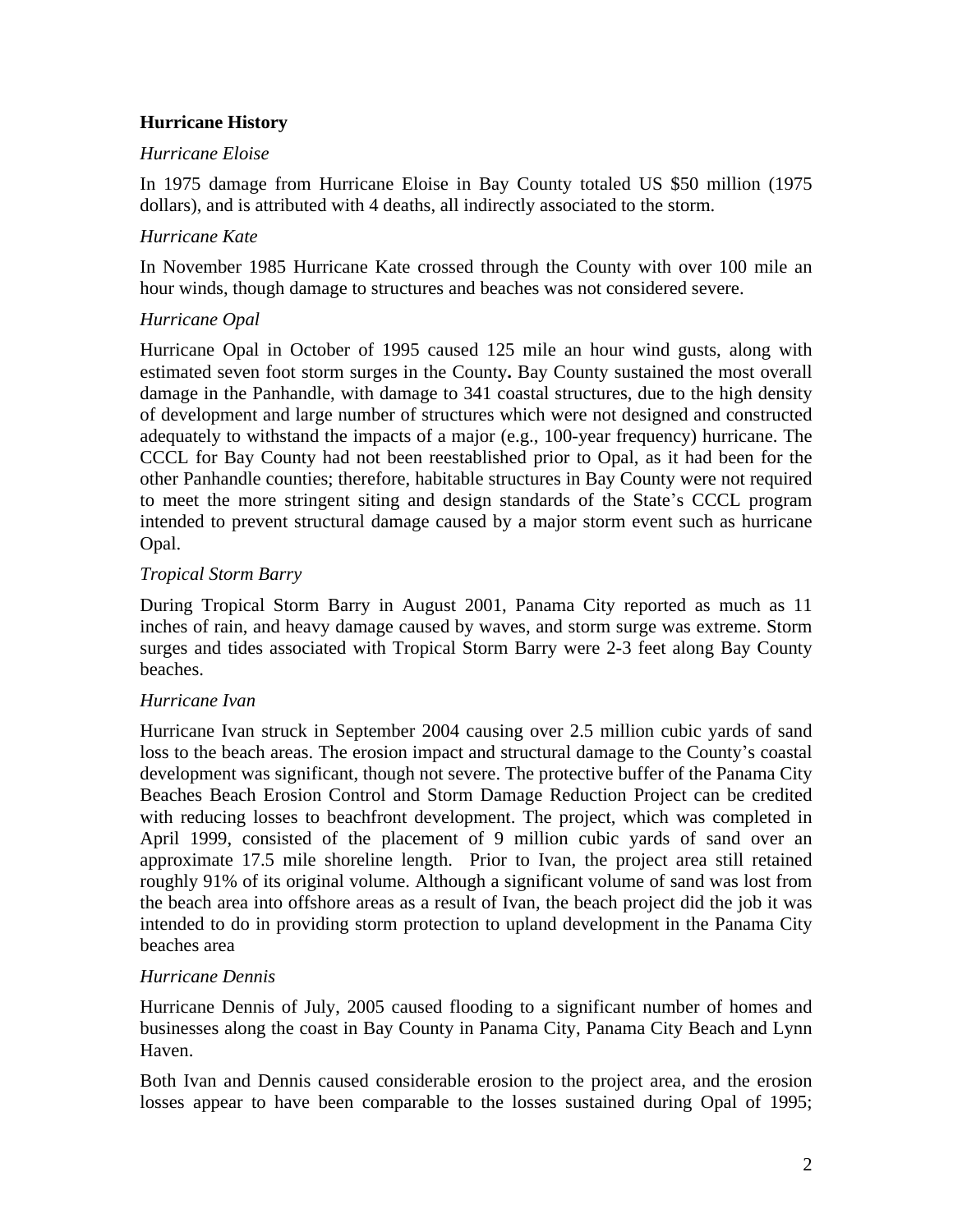## Hurricane History

*Hurricane Eloise*

In 1975 damage from Hurricane Eloise in Bay County totaled US $50 million (1975 dollars), and is attributed with 4 deaths, all indirectly associated to the storm.

*Hurricane Kate*

In November 1985 Hurricane Kate crossed through the County with over 100 mile an hour winds, though damage to structures and beaches was not considered severe.

*Hurricane Opal*

Hurricane Opal in October of 1995 caused 125 mile an hour wind gusts, along with estimated seven foot storm surges in the County**.** Bay County sustained the most overall damage in the Panhandle, with damage to 341 coastal structures, due to the high density of development and large number of structures which were not designed and constructed adequately to withstand the impacts of a major (e.g., 100-year frequency) hurricane. The CCCL for Bay County had not been reestablished prior to Opal, as it had been for the other Panhandle counties; therefore, habitable structures in Bay County were not required to meet the more stringent siting and design standards of the State's CCCL program intended to prevent structural damage caused by a major storm event such as hurricane Opal.

*Tropical Storm Barry*

During Tropical Storm Barry in August 2001, Panama City reported as much as 11 inches of rain, and heavy damage caused by waves, and storm surge was extreme. Storm surges and tides associated with Tropical Storm Barry were 2-3 feet along Bay County beaches.

*Hurricane Ivan*

Hurricane Ivan struck in September 2004 causing over 2.5 million cubic yards of sand loss to the beach areas. The erosion impact and structural damage to the County's coastal development was significant, though not severe. The protective buffer of the Panama City Beaches Beach Erosion Control and Storm Damage Reduction Project can be credited with reducing losses to beachfront development. The project, which was completed in April 1999, consisted of the placement of 9 million cubic yards of sand over an approximate 17.5 mile shoreline length. Prior to Ivan, the project area still retained roughly 91% of its original volume. Although a significant volume of sand was lost from the beach area into offshore areas as a result of Ivan, the beach project did the job it was intended to do in providing storm protection to upland development in the Panama City beaches area

*Hurricane Dennis*

Hurricane Dennis of July, 2005 caused flooding to a significant number of homes and businesses along the coast in Bay County in Panama City, Panama City Beach and Lynn Haven.

Both Ivan and Dennis caused considerable erosion to the project area, and the erosion losses appear to have been comparable to the losses sustained during Opal of 1995;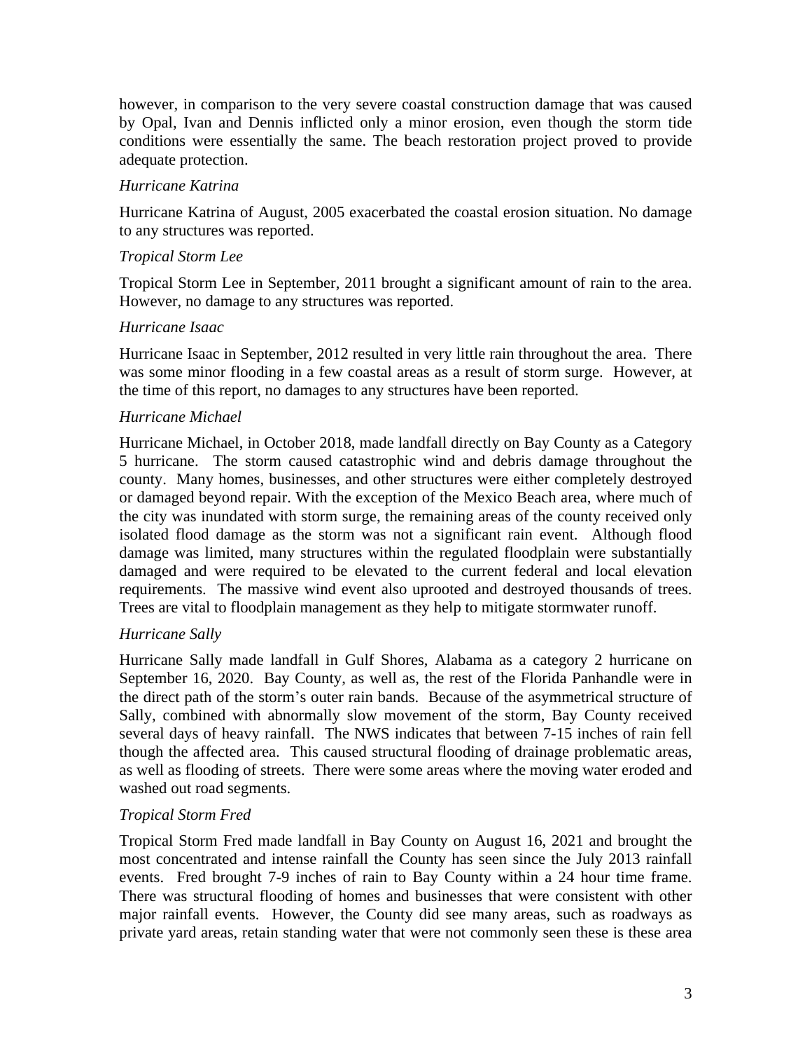however, in comparison to the very severe coastal construction damage that was caused by Opal, Ivan and Dennis inflicted only a minor erosion, even though the storm tide conditions were essentially the same. The beach restoration project proved to provide adequate protection.

*Hurricane Katrina*

Hurricane Katrina of August, 2005 exacerbated the coastal erosion situation. No damage to any structures was reported.

*Tropical Storm Lee*

Tropical Storm Lee in September, 2011 brought a significant amount of rain to the area. However, no damage to any structures was reported.

*Hurricane Isaac*

Hurricane Isaac in September, 2012 resulted in very little rain throughout the area. There was some minor flooding in a few coastal areas as a result of storm surge. However, at the time of this report, no damages to any structures have been reported.

*Hurricane Michael*

Hurricane Michael, in October 2018, made landfall directly on Bay County as a Category 5 hurricane. The storm caused catastrophic wind and debris damage throughout the county. Many homes, businesses, and other structures were either completely destroyed or damaged beyond repair. With the exception of the Mexico Beach area, where much of the city was inundated with storm surge, the remaining areas of the county received only isolated flood damage as the storm was not a significant rain event. Although flood damage was limited, many structures within the regulated floodplain were substantially damaged and were required to be elevated to the current federal and local elevation requirements. The massive wind event also uprooted and destroyed thousands of trees. Trees are vital to floodplain management as they help to mitigate stormwater runoff.

*Hurricane Sally*

Hurricane Sally made landfall in Gulf Shores, Alabama as a category 2 hurricane on September 16, 2020. Bay County, as well as, the rest of the Florida Panhandle were in the direct path of the storm's outer rain bands. Because of the asymmetrical structure of Sally, combined with abnormally slow movement of the storm, Bay County received several days of heavy rainfall. The NWS indicates that between 7-15 inches of rain fell though the affected area. This caused structural flooding of drainage problematic areas, as well as flooding of streets. There were some areas where the moving water eroded and washed out road segments.

*Tropical Storm Fred*

Tropical Storm Fred made landfall in Bay County on August 16, 2021 and brought the most concentrated and intense rainfall the County has seen since the July 2013 rainfall events. Fred brought 7-9 inches of rain to Bay County within a 24 hour time frame. There was structural flooding of homes and businesses that were consistent with other major rainfall events. However, the County did see many areas, such as roadways as private yard areas, retain standing water that were not commonly seen these is these area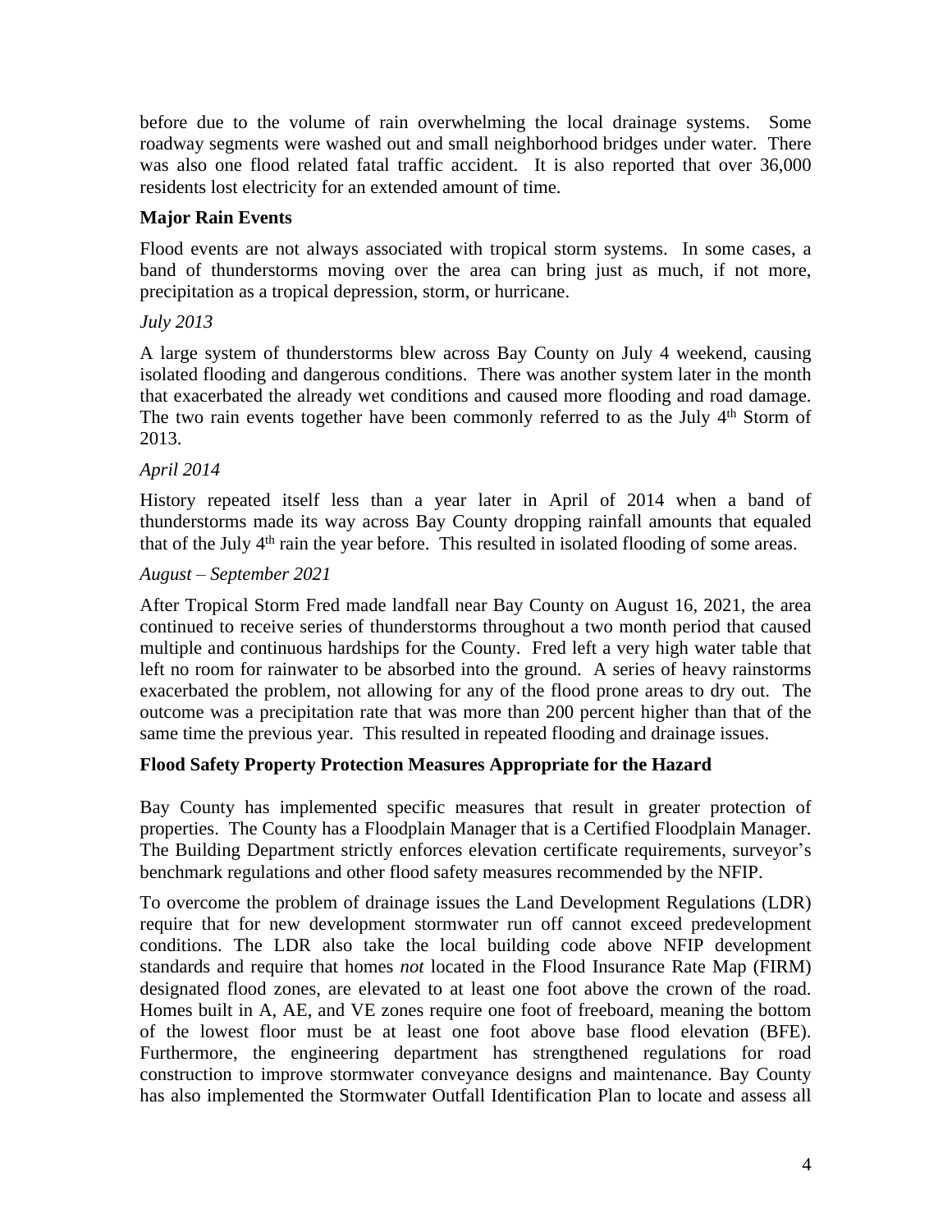before due to the volume of rain overwhelming the local drainage systems. Some roadway segments were washed out and small neighborhood bridges under water. There was also one flood related fatal traffic accident. It is also reported that over 36,000 residents lost electricity for an extended amount of time.

**Major Rain Events**

Flood events are not always associated with tropical storm systems. In some cases, a band of thunderstorms moving over the area can bring just as much, if not more, precipitation as a tropical depression, storm, or hurricane.

*July 2013*

A large system of thunderstorms blew across Bay County on July 4 weekend, causing isolated flooding and dangerous conditions. There was another system later in the month that exacerbated the already wet conditions and caused more flooding and road damage. The two rain events together have been commonly referred to as the July 4th Storm of 2013.

*April 2014*

History repeated itself less than a year later in April of 2014 when a band of thunderstorms made its way across Bay County dropping rainfall amounts that equaled that of the July 4th rain the year before. This resulted in isolated flooding of some areas.

*August – September 2021*

After Tropical Storm Fred made landfall near Bay County on August 16, 2021, the area continued to receive series of thunderstorms throughout a two month period that caused multiple and continuous hardships for the County. Fred left a very high water table that left no room for rainwater to be absorbed into the ground. A series of heavy rainstorms exacerbated the problem, not allowing for any of the flood prone areas to dry out. The outcome was a precipitation rate that was more than 200 percent higher than that of the same time the previous year. This resulted in repeated flooding and drainage issues.

**Flood Safety Property Protection Measures Appropriate for the Hazard**

Bay County has implemented specific measures that result in greater protection of properties. The County has a Floodplain Manager that is a Certified Floodplain Manager. The Building Department strictly enforces elevation certificate requirements, surveyor's benchmark regulations and other flood safety measures recommended by the NFIP.

To overcome the problem of drainage issues the Land Development Regulations (LDR) require that for new development stormwater run off cannot exceed predevelopment conditions. The LDR also take the local building code above NFIP development standards and require that homes *not* located in the Flood Insurance Rate Map (FIRM) designated flood zones, are elevated to at least one foot above the crown of the road. Homes built in A, AE, and VE zones require one foot of freeboard, meaning the bottom of the lowest floor must be at least one foot above base flood elevation (BFE). Furthermore, the engineering department has strengthened regulations for road construction to improve stormwater conveyance designs and maintenance. Bay County has also implemented the Stormwater Outfall Identification Plan to locate and assess all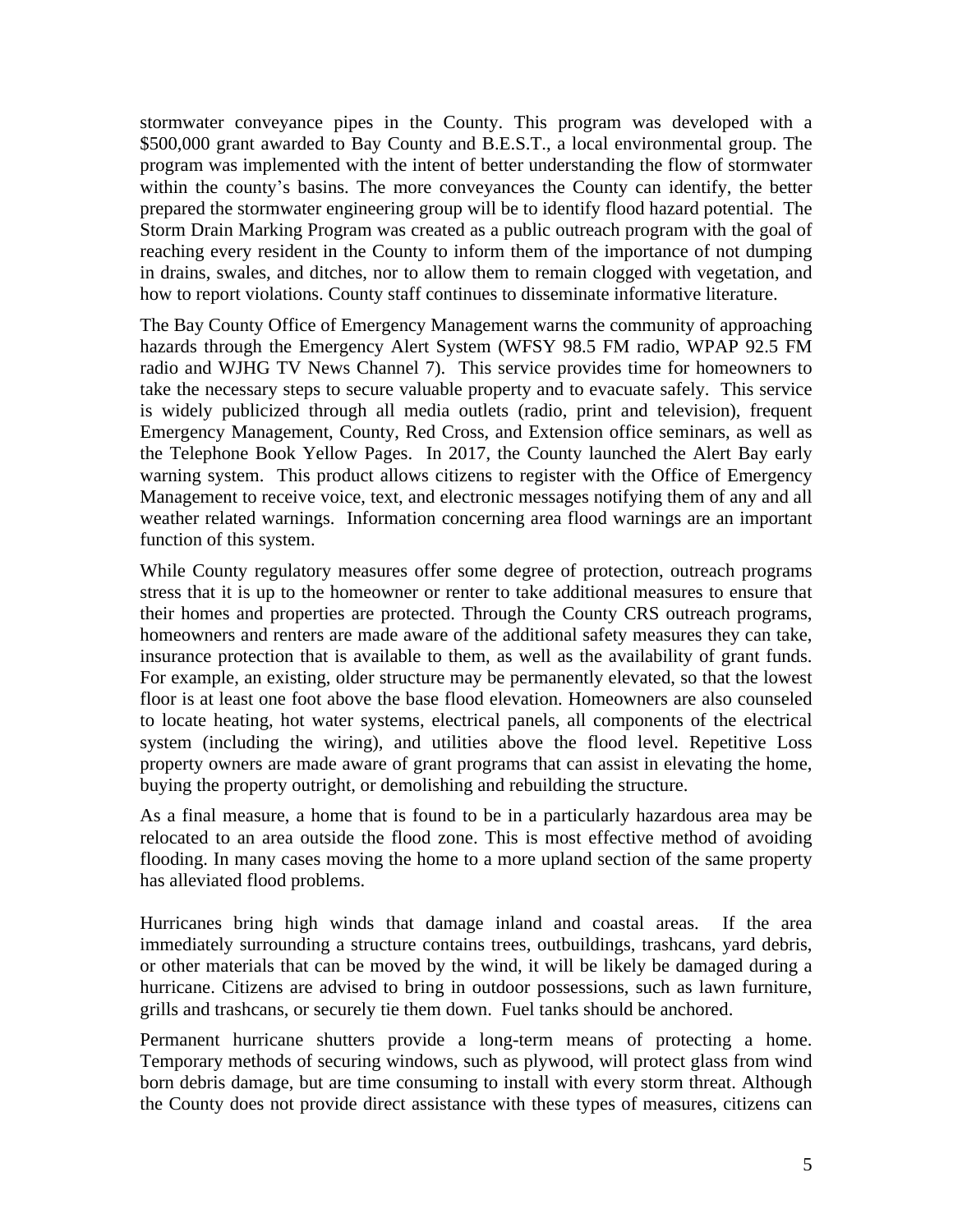stormwater conveyance pipes in the County. This program was developed with a $500,000 grant awarded to Bay County and B.E.S.T., a local environmental group. The program was implemented with the intent of better understanding the flow of stormwater within the county's basins. The more conveyances the County can identify, the better prepared the stormwater engineering group will be to identify flood hazard potential. The Storm Drain Marking Program was created as a public outreach program with the goal of reaching every resident in the County to inform them of the importance of not dumping in drains, swales, and ditches, nor to allow them to remain clogged with vegetation, and how to report violations. County staff continues to disseminate informative literature.

The Bay County Office of Emergency Management warns the community of approaching hazards through the Emergency Alert System (WFSY 98.5 FM radio, WPAP 92.5 FM radio and WJHG TV News Channel 7). This service provides time for homeowners to take the necessary steps to secure valuable property and to evacuate safely. This service is widely publicized through all media outlets (radio, print and television), frequent Emergency Management, County, Red Cross, and Extension office seminars, as well as the Telephone Book Yellow Pages. In 2017, the County launched the Alert Bay early warning system. This product allows citizens to register with the Office of Emergency Management to receive voice, text, and electronic messages notifying them of any and all weather related warnings. Information concerning area flood warnings are an important function of this system.

While County regulatory measures offer some degree of protection, outreach programs stress that it is up to the homeowner or renter to take additional measures to ensure that their homes and properties are protected. Through the County CRS outreach programs, homeowners and renters are made aware of the additional safety measures they can take, insurance protection that is available to them, as well as the availability of grant funds. For example, an existing, older structure may be permanently elevated, so that the lowest floor is at least one foot above the base flood elevation. Homeowners are also counseled to locate heating, hot water systems, electrical panels, all components of the electrical system (including the wiring), and utilities above the flood level. Repetitive Loss property owners are made aware of grant programs that can assist in elevating the home, buying the property outright, or demolishing and rebuilding the structure.

As a final measure, a home that is found to be in a particularly hazardous area may be relocated to an area outside the flood zone. This is most effective method of avoiding flooding. In many cases moving the home to a more upland section of the same property has alleviated flood problems.

Hurricanes bring high winds that damage inland and coastal areas. If the area immediately surrounding a structure contains trees, outbuildings, trashcans, yard debris, or other materials that can be moved by the wind, it will be likely be damaged during a hurricane. Citizens are advised to bring in outdoor possessions, such as lawn furniture, grills and trashcans, or securely tie them down. Fuel tanks should be anchored.

Permanent hurricane shutters provide a long-term means of protecting a home. Temporary methods of securing windows, such as plywood, will protect glass from wind born debris damage, but are time consuming to install with every storm threat. Although the County does not provide direct assistance with these types of measures, citizens can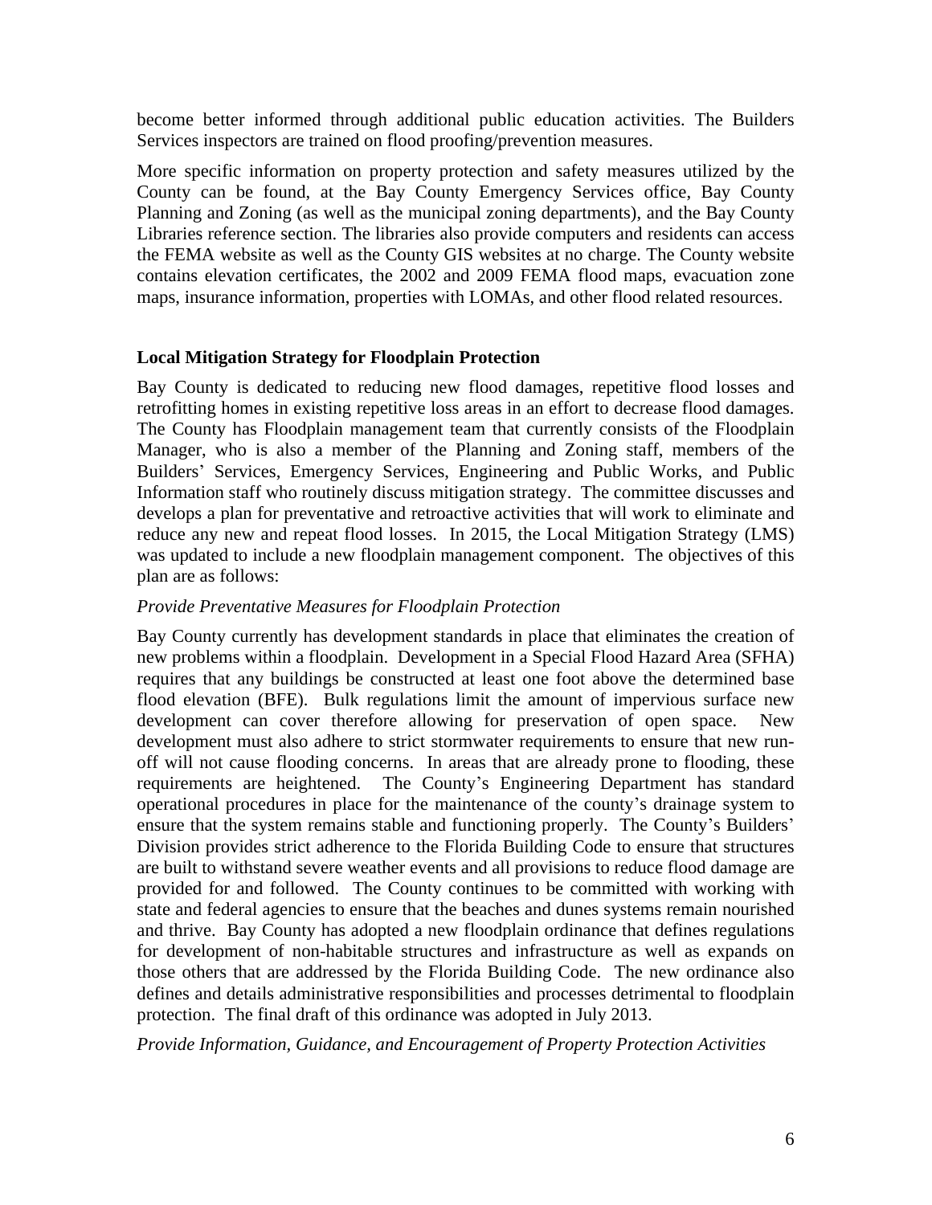become better informed through additional public education activities. The Builders Services inspectors are trained on flood proofing/prevention measures.

More specific information on property protection and safety measures utilized by the County can be found, at the Bay County Emergency Services office, Bay County Planning and Zoning (as well as the municipal zoning departments), and the Bay County Libraries reference section. The libraries also provide computers and residents can access the FEMA website as well as the County GIS websites at no charge. The County website contains elevation certificates, the 2002 and 2009 FEMA flood maps, evacuation zone maps, insurance information, properties with LOMAs, and other flood related resources.

**Local Mitigation Strategy for Floodplain Protection**

Bay County is dedicated to reducing new flood damages, repetitive flood losses and retrofitting homes in existing repetitive loss areas in an effort to decrease flood damages. The County has Floodplain management team that currently consists of the Floodplain Manager, who is also a member of the Planning and Zoning staff, members of the Builders' Services, Emergency Services, Engineering and Public Works, and Public Information staff who routinely discuss mitigation strategy. The committee discusses and develops a plan for preventative and retroactive activities that will work to eliminate and reduce any new and repeat flood losses. In 2015, the Local Mitigation Strategy (LMS) was updated to include a new floodplain management component. The objectives of this plan are as follows:

*Provide Preventative Measures for Floodplain Protection*

Bay County currently has development standards in place that eliminates the creation of new problems within a floodplain. Development in a Special Flood Hazard Area (SFHA) requires that any buildings be constructed at least one foot above the determined base flood elevation (BFE). Bulk regulations limit the amount of impervious surface new development can cover therefore allowing for preservation of open space. New development must also adhere to strict stormwater requirements to ensure that new run-off will not cause flooding concerns. In areas that are already prone to flooding, these requirements are heightened. The County's Engineering Department has standard operational procedures in place for the maintenance of the county's drainage system to ensure that the system remains stable and functioning properly. The County's Builders' Division provides strict adherence to the Florida Building Code to ensure that structures are built to withstand severe weather events and all provisions to reduce flood damage are provided for and followed. The County continues to be committed with working with state and federal agencies to ensure that the beaches and dunes systems remain nourished and thrive. Bay County has adopted a new floodplain ordinance that defines regulations for development of non-habitable structures and infrastructure as well as expands on those others that are addressed by the Florida Building Code. The new ordinance also defines and details administrative responsibilities and processes detrimental to floodplain protection. The final draft of this ordinance was adopted in July 2013.

*Provide Information, Guidance, and Encouragement of Property Protection Activities*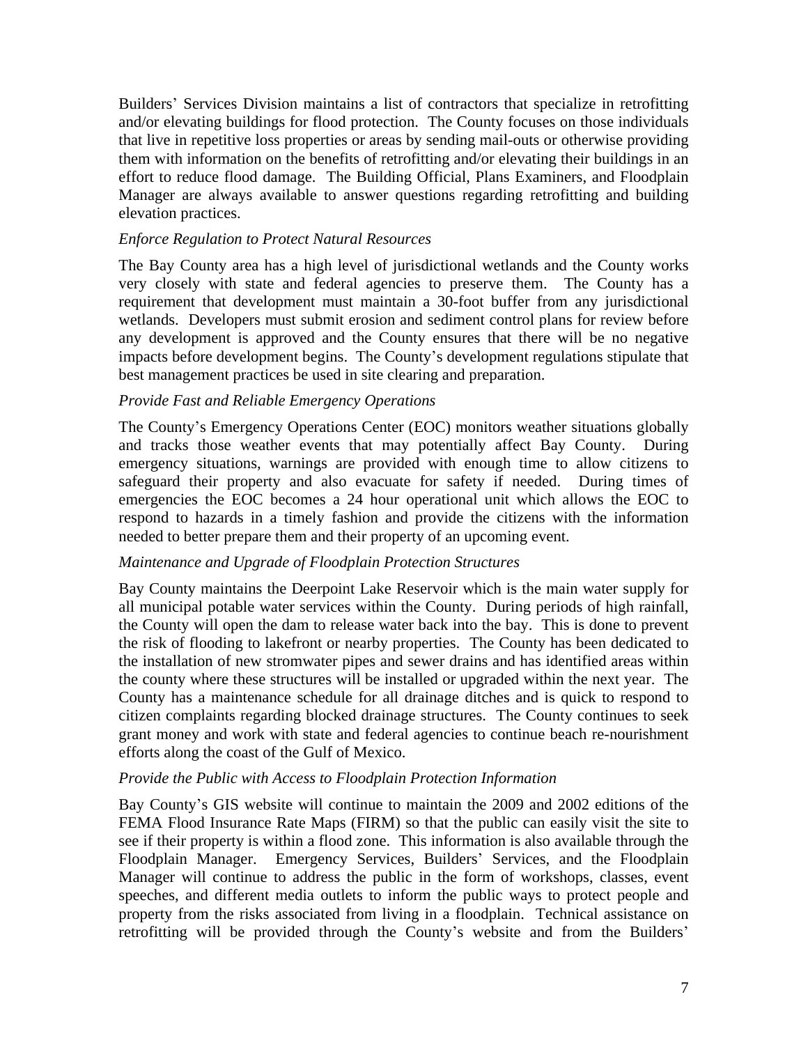Builders' Services Division maintains a list of contractors that specialize in retrofitting and/or elevating buildings for flood protection. The County focuses on those individuals that live in repetitive loss properties or areas by sending mail-outs or otherwise providing them with information on the benefits of retrofitting and/or elevating their buildings in an effort to reduce flood damage. The Building Official, Plans Examiners, and Floodplain Manager are always available to answer questions regarding retrofitting and building elevation practices.

*Enforce Regulation to Protect Natural Resources*

The Bay County area has a high level of jurisdictional wetlands and the County works very closely with state and federal agencies to preserve them. The County has a requirement that development must maintain a 30-foot buffer from any jurisdictional wetlands. Developers must submit erosion and sediment control plans for review before any development is approved and the County ensures that there will be no negative impacts before development begins. The County's development regulations stipulate that best management practices be used in site clearing and preparation.

*Provide Fast and Reliable Emergency Operations*

The County's Emergency Operations Center (EOC) monitors weather situations globally and tracks those weather events that may potentially affect Bay County. During emergency situations, warnings are provided with enough time to allow citizens to safeguard their property and also evacuate for safety if needed. During times of emergencies the EOC becomes a 24 hour operational unit which allows the EOC to respond to hazards in a timely fashion and provide the citizens with the information needed to better prepare them and their property of an upcoming event.

*Maintenance and Upgrade of Floodplain Protection Structures*

Bay County maintains the Deerpoint Lake Reservoir which is the main water supply for all municipal potable water services within the County. During periods of high rainfall, the County will open the dam to release water back into the bay. This is done to prevent the risk of flooding to lakefront or nearby properties. The County has been dedicated to the installation of new stromwater pipes and sewer drains and has identified areas within the county where these structures will be installed or upgraded within the next year. The County has a maintenance schedule for all drainage ditches and is quick to respond to citizen complaints regarding blocked drainage structures. The County continues to seek grant money and work with state and federal agencies to continue beach re-nourishment efforts along the coast of the Gulf of Mexico.

*Provide the Public with Access to Floodplain Protection Information*

Bay County's GIS website will continue to maintain the 2009 and 2002 editions of the FEMA Flood Insurance Rate Maps (FIRM) so that the public can easily visit the site to see if their property is within a flood zone. This information is also available through the Floodplain Manager. Emergency Services, Builders' Services, and the Floodplain Manager will continue to address the public in the form of workshops, classes, event speeches, and different media outlets to inform the public ways to protect people and property from the risks associated from living in a floodplain. Technical assistance on retrofitting will be provided through the County's website and from the Builders'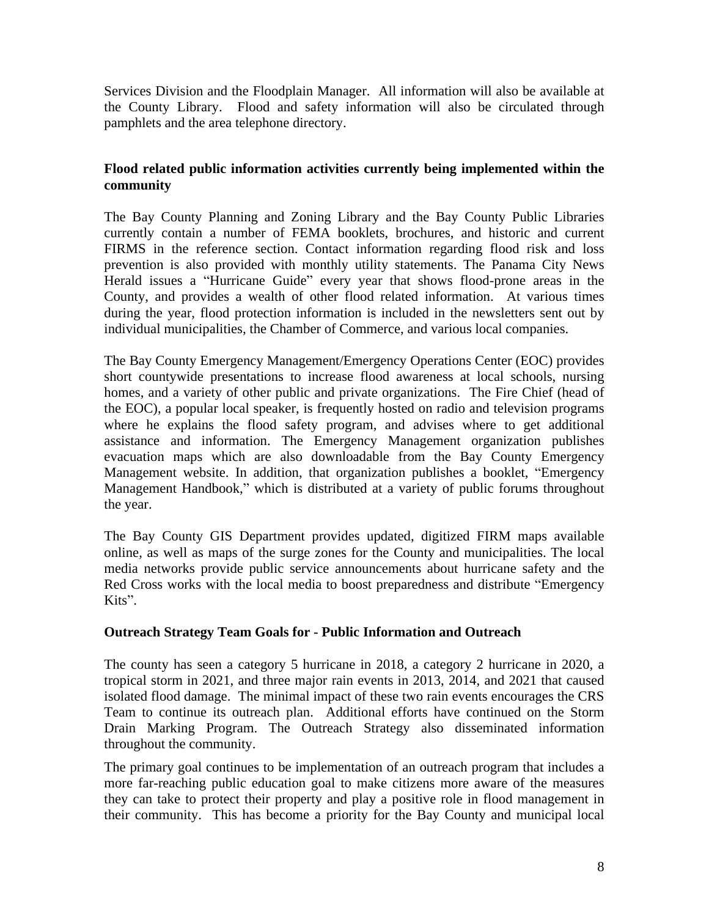Services Division and the Floodplain Manager. All information will also be available at the County Library. Flood and safety information will also be circulated through pamphlets and the area telephone directory.

**Flood related public information activities currently being implemented within the community**

The Bay County Planning and Zoning Library and the Bay County Public Libraries currently contain a number of FEMA booklets, brochures, and historic and current FIRMS in the reference section. Contact information regarding flood risk and loss prevention is also provided with monthly utility statements. The Panama City News Herald issues a "Hurricane Guide" every year that shows flood-prone areas in the County, and provides a wealth of other flood related information. At various times during the year, flood protection information is included in the newsletters sent out by individual municipalities, the Chamber of Commerce, and various local companies.

The Bay County Emergency Management/Emergency Operations Center (EOC) provides short countywide presentations to increase flood awareness at local schools, nursing homes, and a variety of other public and private organizations. The Fire Chief (head of the EOC), a popular local speaker, is frequently hosted on radio and television programs where he explains the flood safety program, and advises where to get additional assistance and information. The Emergency Management organization publishes evacuation maps which are also downloadable from the Bay County Emergency Management website. In addition, that organization publishes a booklet, "Emergency Management Handbook," which is distributed at a variety of public forums throughout the year.

The Bay County GIS Department provides updated, digitized FIRM maps available online, as well as maps of the surge zones for the County and municipalities. The local media networks provide public service announcements about hurricane safety and the Red Cross works with the local media to boost preparedness and distribute "Emergency Kits".

**Outreach Strategy Team Goals for - Public Information and Outreach**

The county has seen a category 5 hurricane in 2018, a category 2 hurricane in 2020, a tropical storm in 2021, and three major rain events in 2013, 2014, and 2021 that caused isolated flood damage. The minimal impact of these two rain events encourages the CRS Team to continue its outreach plan. Additional efforts have continued on the Storm Drain Marking Program. The Outreach Strategy also disseminated information throughout the community.

The primary goal continues to be implementation of an outreach program that includes a more far-reaching public education goal to make citizens more aware of the measures they can take to protect their property and play a positive role in flood management in their community. This has become a priority for the Bay County and municipal local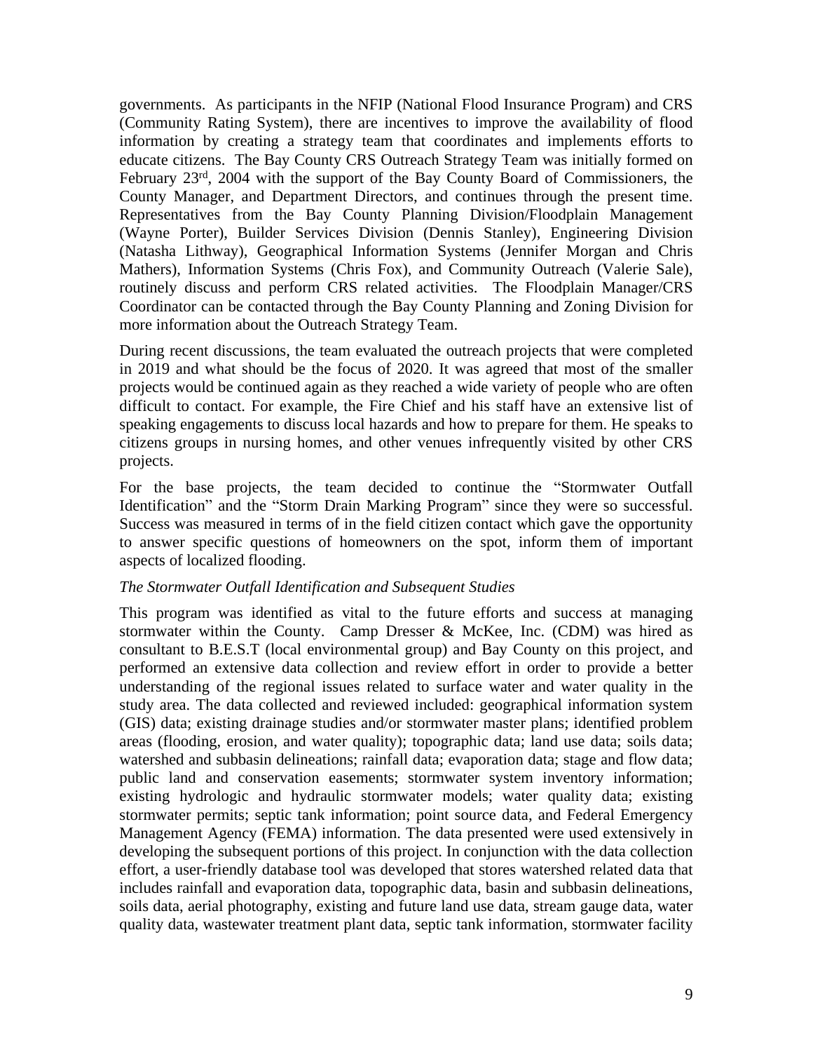governments. As participants in the NFIP (National Flood Insurance Program) and CRS (Community Rating System), there are incentives to improve the availability of flood information by creating a strategy team that coordinates and implements efforts to educate citizens. The Bay County CRS Outreach Strategy Team was initially formed on February 23rd, 2004 with the support of the Bay County Board of Commissioners, the County Manager, and Department Directors, and continues through the present time. Representatives from the Bay County Planning Division/Floodplain Management (Wayne Porter), Builder Services Division (Dennis Stanley), Engineering Division (Natasha Lithway), Geographical Information Systems (Jennifer Morgan and Chris Mathers), Information Systems (Chris Fox), and Community Outreach (Valerie Sale), routinely discuss and perform CRS related activities. The Floodplain Manager/CRS Coordinator can be contacted through the Bay County Planning and Zoning Division for more information about the Outreach Strategy Team.

During recent discussions, the team evaluated the outreach projects that were completed in 2019 and what should be the focus of 2020. It was agreed that most of the smaller projects would be continued again as they reached a wide variety of people who are often difficult to contact. For example, the Fire Chief and his staff have an extensive list of speaking engagements to discuss local hazards and how to prepare for them. He speaks to citizens groups in nursing homes, and other venues infrequently visited by other CRS projects.

For the base projects, the team decided to continue the "Stormwater Outfall Identification" and the "Storm Drain Marking Program" since they were so successful. Success was measured in terms of in the field citizen contact which gave the opportunity to answer specific questions of homeowners on the spot, inform them of important aspects of localized flooding.

*The Stormwater Outfall Identification and Subsequent Studies*

This program was identified as vital to the future efforts and success at managing stormwater within the County. Camp Dresser & McKee, Inc. (CDM) was hired as consultant to B.E.S.T (local environmental group) and Bay County on this project, and performed an extensive data collection and review effort in order to provide a better understanding of the regional issues related to surface water and water quality in the study area. The data collected and reviewed included: geographical information system (GIS) data; existing drainage studies and/or stormwater master plans; identified problem areas (flooding, erosion, and water quality); topographic data; land use data; soils data; watershed and subbasin delineations; rainfall data; evaporation data; stage and flow data; public land and conservation easements; stormwater system inventory information; existing hydrologic and hydraulic stormwater models; water quality data; existing stormwater permits; septic tank information; point source data, and Federal Emergency Management Agency (FEMA) information. The data presented were used extensively in developing the subsequent portions of this project. In conjunction with the data collection effort, a user-friendly database tool was developed that stores watershed related data that includes rainfall and evaporation data, topographic data, basin and subbasin delineations, soils data, aerial photography, existing and future land use data, stream gauge data, water quality data, wastewater treatment plant data, septic tank information, stormwater facility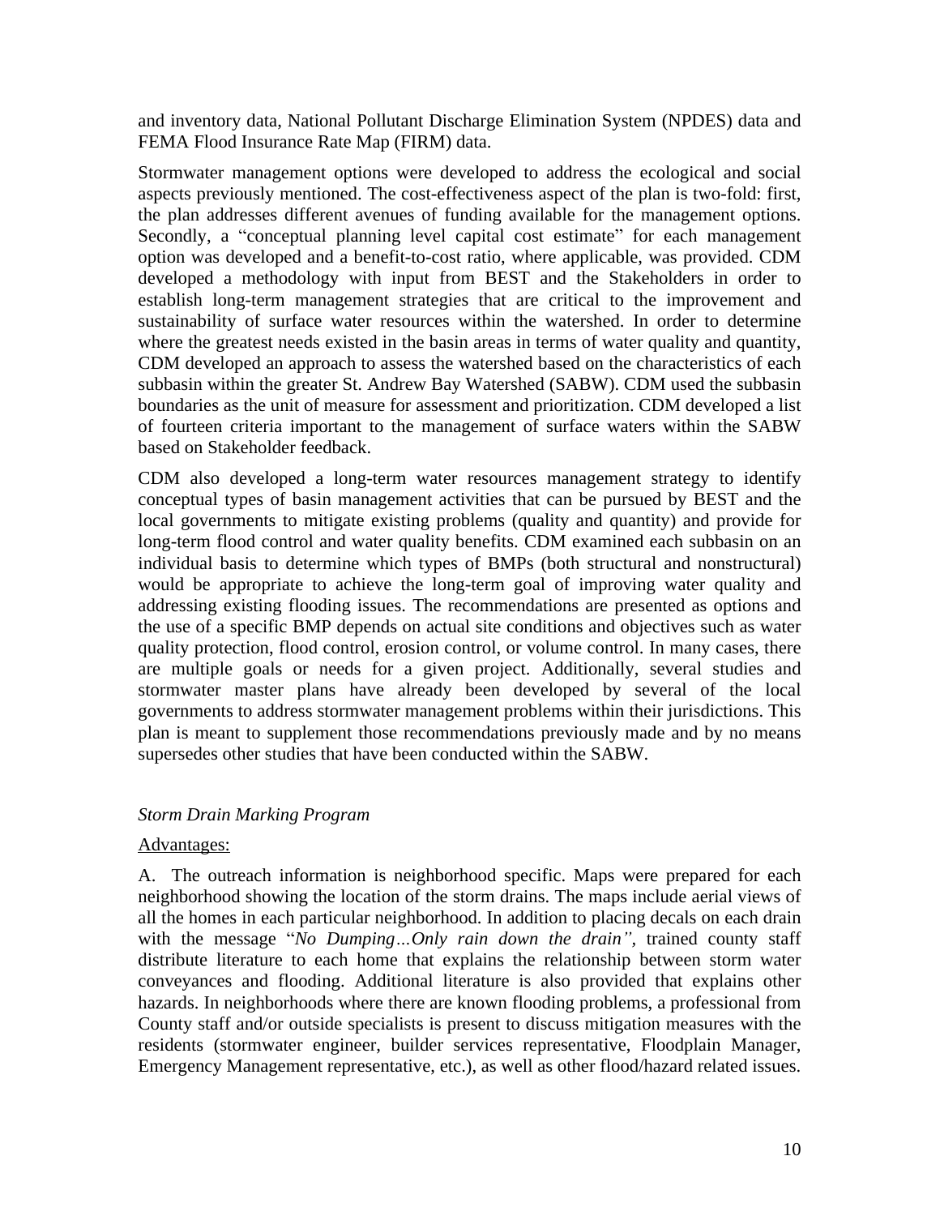and inventory data, National Pollutant Discharge Elimination System (NPDES) data and FEMA Flood Insurance Rate Map (FIRM) data.

Stormwater management options were developed to address the ecological and social aspects previously mentioned. The cost-effectiveness aspect of the plan is two-fold: first, the plan addresses different avenues of funding available for the management options. Secondly, a "conceptual planning level capital cost estimate" for each management option was developed and a benefit-to-cost ratio, where applicable, was provided. CDM developed a methodology with input from BEST and the Stakeholders in order to establish long-term management strategies that are critical to the improvement and sustainability of surface water resources within the watershed. In order to determine where the greatest needs existed in the basin areas in terms of water quality and quantity, CDM developed an approach to assess the watershed based on the characteristics of each subbasin within the greater St. Andrew Bay Watershed (SABW). CDM used the subbasin boundaries as the unit of measure for assessment and prioritization. CDM developed a list of fourteen criteria important to the management of surface waters within the SABW based on Stakeholder feedback.

CDM also developed a long-term water resources management strategy to identify conceptual types of basin management activities that can be pursued by BEST and the local governments to mitigate existing problems (quality and quantity) and provide for long-term flood control and water quality benefits. CDM examined each subbasin on an individual basis to determine which types of BMPs (both structural and nonstructural) would be appropriate to achieve the long-term goal of improving water quality and addressing existing flooding issues. The recommendations are presented as options and the use of a specific BMP depends on actual site conditions and objectives such as water quality protection, flood control, erosion control, or volume control. In many cases, there are multiple goals or needs for a given project. Additionally, several studies and stormwater master plans have already been developed by several of the local governments to address stormwater management problems within their jurisdictions. This plan is meant to supplement those recommendations previously made and by no means supersedes other studies that have been conducted within the SABW.

*Storm Drain Marking Program*

<u>Advantages:</u>

A. The outreach information is neighborhood specific. Maps were prepared for each neighborhood showing the location of the storm drains. The maps include aerial views of all the homes in each particular neighborhood. In addition to placing decals on each drain with the message "*No Dumping…Only rain down the drain"*, trained county staff distribute literature to each home that explains the relationship between storm water conveyances and flooding. Additional literature is also provided that explains other hazards. In neighborhoods where there are known flooding problems, a professional from County staff and/or outside specialists is present to discuss mitigation measures with the residents (stormwater engineer, builder services representative, Floodplain Manager, Emergency Management representative, etc.), as well as other flood/hazard related issues.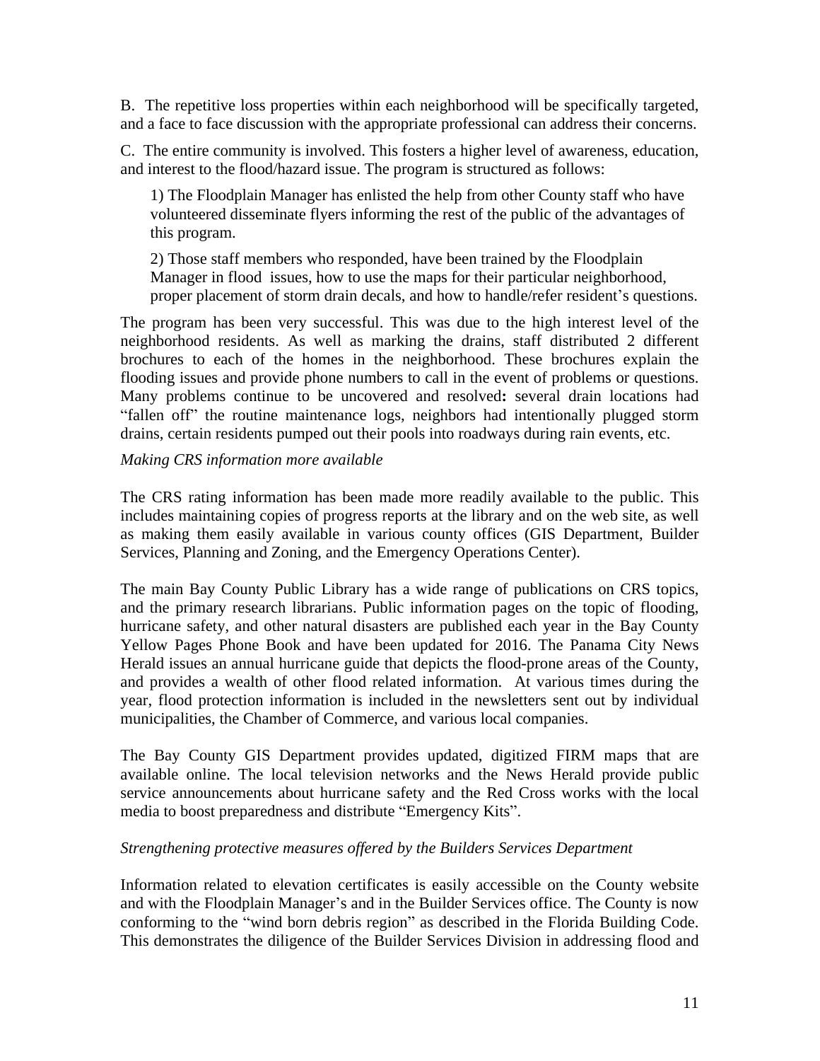B. The repetitive loss properties within each neighborhood will be specifically targeted, and a face to face discussion with the appropriate professional can address their concerns.

C. The entire community is involved. This fosters a higher level of awareness, education, and interest to the flood/hazard issue. The program is structured as follows:

> 1) The Floodplain Manager has enlisted the help from other County staff who have volunteered disseminate flyers informing the rest of the public of the advantages of this program.
>
> 2) Those staff members who responded, have been trained by the Floodplain Manager in flood issues, how to use the maps for their particular neighborhood, proper placement of storm drain decals, and how to handle/refer resident's questions.

The program has been very successful. This was due to the high interest level of the neighborhood residents. As well as marking the drains, staff distributed 2 different brochures to each of the homes in the neighborhood. These brochures explain the flooding issues and provide phone numbers to call in the event of problems or questions. Many problems continue to be uncovered and resolved**:** several drain locations had "fallen off" the routine maintenance logs, neighbors had intentionally plugged storm drains, certain residents pumped out their pools into roadways during rain events, etc.

*Making CRS information more available*

The CRS rating information has been made more readily available to the public. This includes maintaining copies of progress reports at the library and on the web site, as well as making them easily available in various county offices (GIS Department, Builder Services, Planning and Zoning, and the Emergency Operations Center).

The main Bay County Public Library has a wide range of publications on CRS topics, and the primary research librarians. Public information pages on the topic of flooding, hurricane safety, and other natural disasters are published each year in the Bay County Yellow Pages Phone Book and have been updated for 2016. The Panama City News Herald issues an annual hurricane guide that depicts the flood-prone areas of the County, and provides a wealth of other flood related information. At various times during the year, flood protection information is included in the newsletters sent out by individual municipalities, the Chamber of Commerce, and various local companies.

The Bay County GIS Department provides updated, digitized FIRM maps that are available online. The local television networks and the News Herald provide public service announcements about hurricane safety and the Red Cross works with the local media to boost preparedness and distribute "Emergency Kits".

*Strengthening protective measures offered by the Builders Services Department*

Information related to elevation certificates is easily accessible on the County website and with the Floodplain Manager's and in the Builder Services office. The County is now conforming to the "wind born debris region" as described in the Florida Building Code. This demonstrates the diligence of the Builder Services Division in addressing flood and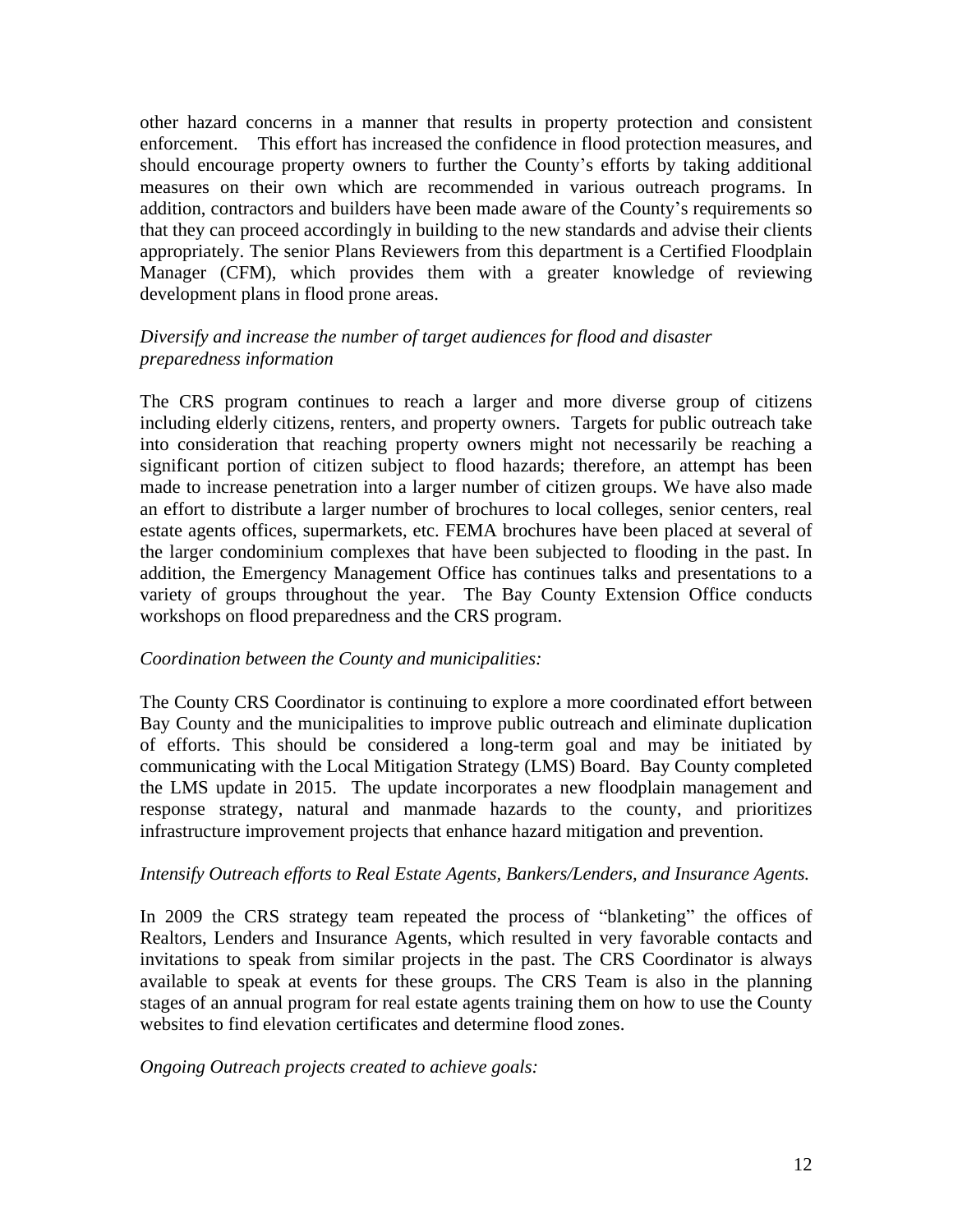other hazard concerns in a manner that results in property protection and consistent enforcement. This effort has increased the confidence in flood protection measures, and should encourage property owners to further the County's efforts by taking additional measures on their own which are recommended in various outreach programs. In addition, contractors and builders have been made aware of the County's requirements so that they can proceed accordingly in building to the new standards and advise their clients appropriately. The senior Plans Reviewers from this department is a Certified Floodplain Manager (CFM), which provides them with a greater knowledge of reviewing development plans in flood prone areas.

*Diversify and increase the number of target audiences for flood and disaster preparedness information*

The CRS program continues to reach a larger and more diverse group of citizens including elderly citizens, renters, and property owners. Targets for public outreach take into consideration that reaching property owners might not necessarily be reaching a significant portion of citizen subject to flood hazards; therefore, an attempt has been made to increase penetration into a larger number of citizen groups. We have also made an effort to distribute a larger number of brochures to local colleges, senior centers, real estate agents offices, supermarkets, etc. FEMA brochures have been placed at several of the larger condominium complexes that have been subjected to flooding in the past. In addition, the Emergency Management Office has continues talks and presentations to a variety of groups throughout the year. The Bay County Extension Office conducts workshops on flood preparedness and the CRS program.

*Coordination between the County and municipalities:*

The County CRS Coordinator is continuing to explore a more coordinated effort between Bay County and the municipalities to improve public outreach and eliminate duplication of efforts. This should be considered a long-term goal and may be initiated by communicating with the Local Mitigation Strategy (LMS) Board. Bay County completed the LMS update in 2015. The update incorporates a new floodplain management and response strategy, natural and manmade hazards to the county, and prioritizes infrastructure improvement projects that enhance hazard mitigation and prevention.

*Intensify Outreach efforts to Real Estate Agents, Bankers/Lenders, and Insurance Agents.*

In 2009 the CRS strategy team repeated the process of "blanketing" the offices of Realtors, Lenders and Insurance Agents, which resulted in very favorable contacts and invitations to speak from similar projects in the past. The CRS Coordinator is always available to speak at events for these groups. The CRS Team is also in the planning stages of an annual program for real estate agents training them on how to use the County websites to find elevation certificates and determine flood zones.

*Ongoing Outreach projects created to achieve goals:*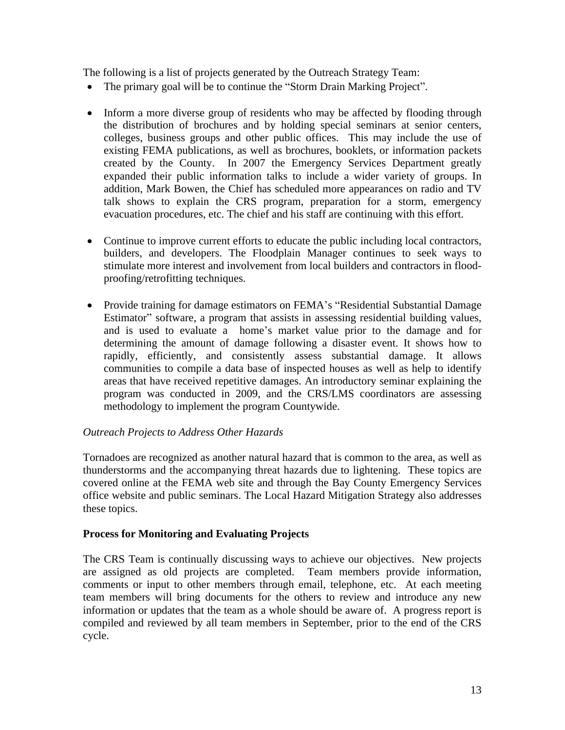The following is a list of projects generated by the Outreach Strategy Team:

- The primary goal will be to continue the "Storm Drain Marking Project".

- Inform a more diverse group of residents who may be affected by flooding through the distribution of brochures and by holding special seminars at senior centers, colleges, business groups and other public offices. This may include the use of existing FEMA publications, as well as brochures, booklets, or information packets created by the County. In 2007 the Emergency Services Department greatly expanded their public information talks to include a wider variety of groups. In addition, Mark Bowen, the Chief has scheduled more appearances on radio and TV talk shows to explain the CRS program, preparation for a storm, emergency evacuation procedures, etc. The chief and his staff are continuing with this effort.

- Continue to improve current efforts to educate the public including local contractors, builders, and developers. The Floodplain Manager continues to seek ways to stimulate more interest and involvement from local builders and contractors in flood-proofing/retrofitting techniques.

- Provide training for damage estimators on FEMA's "Residential Substantial Damage Estimator" software, a program that assists in assessing residential building values, and is used to evaluate a home's market value prior to the damage and for determining the amount of damage following a disaster event. It shows how to rapidly, efficiently, and consistently assess substantial damage. It allows communities to compile a data base of inspected houses as well as help to identify areas that have received repetitive damages. An introductory seminar explaining the program was conducted in 2009, and the CRS/LMS coordinators are assessing methodology to implement the program Countywide.

*Outreach Projects to Address Other Hazards*

Tornadoes are recognized as another natural hazard that is common to the area, as well as thunderstorms and the accompanying threat hazards due to lightening. These topics are covered online at the FEMA web site and through the Bay County Emergency Services office website and public seminars. The Local Hazard Mitigation Strategy also addresses these topics.

**Process for Monitoring and Evaluating Projects**

The CRS Team is continually discussing ways to achieve our objectives. New projects are assigned as old projects are completed. Team members provide information, comments or input to other members through email, telephone, etc. At each meeting team members will bring documents for the others to review and introduce any new information or updates that the team as a whole should be aware of. A progress report is compiled and reviewed by all team members in September, prior to the end of the CRS cycle.